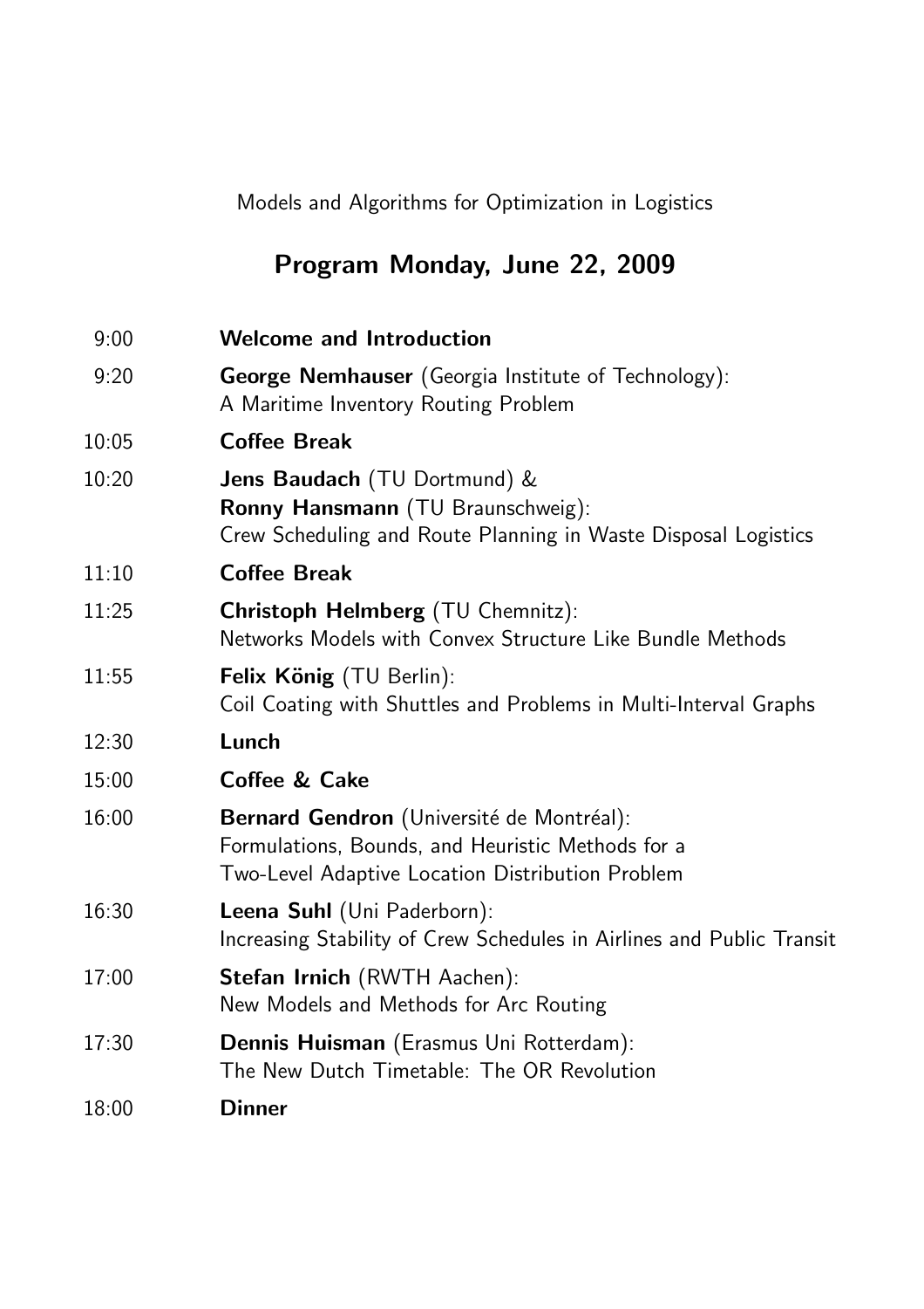Models and Algorithms for Optimization in Logistics

## Program Monday, June 22, 2009

| | |
|---|---|
| 9:00 | **Welcome and Introduction** |
| 9:20 | **George Nemhauser** (Georgia Institute of Technology): A Maritime Inventory Routing Problem |
| 10:05 | **Coffee Break** |
| 10:20 | **Jens Baudach** (TU Dortmund) & **Ronny Hansmann** (TU Braunschweig): Crew Scheduling and Route Planning in Waste Disposal Logistics |
| 11:10 | **Coffee Break** |
| 11:25 | **Christoph Helmberg** (TU Chemnitz): Networks Models with Convex Structure Like Bundle Methods |
| 11:55 | **Felix König** (TU Berlin): Coil Coating with Shuttles and Problems in Multi-Interval Graphs |
| 12:30 | **Lunch** |
| 15:00 | **Coffee & Cake** |
| 16:00 | **Bernard Gendron** (Université de Montréal): Formulations, Bounds, and Heuristic Methods for a Two-Level Adaptive Location Distribution Problem |
| 16:30 | **Leena Suhl** (Uni Paderborn): Increasing Stability of Crew Schedules in Airlines and Public Transit |
| 17:00 | **Stefan Irnich** (RWTH Aachen): New Models and Methods for Arc Routing |
| 17:30 | **Dennis Huisman** (Erasmus Uni Rotterdam): The New Dutch Timetable: The OR Revolution |
| 18:00 | **Dinner** |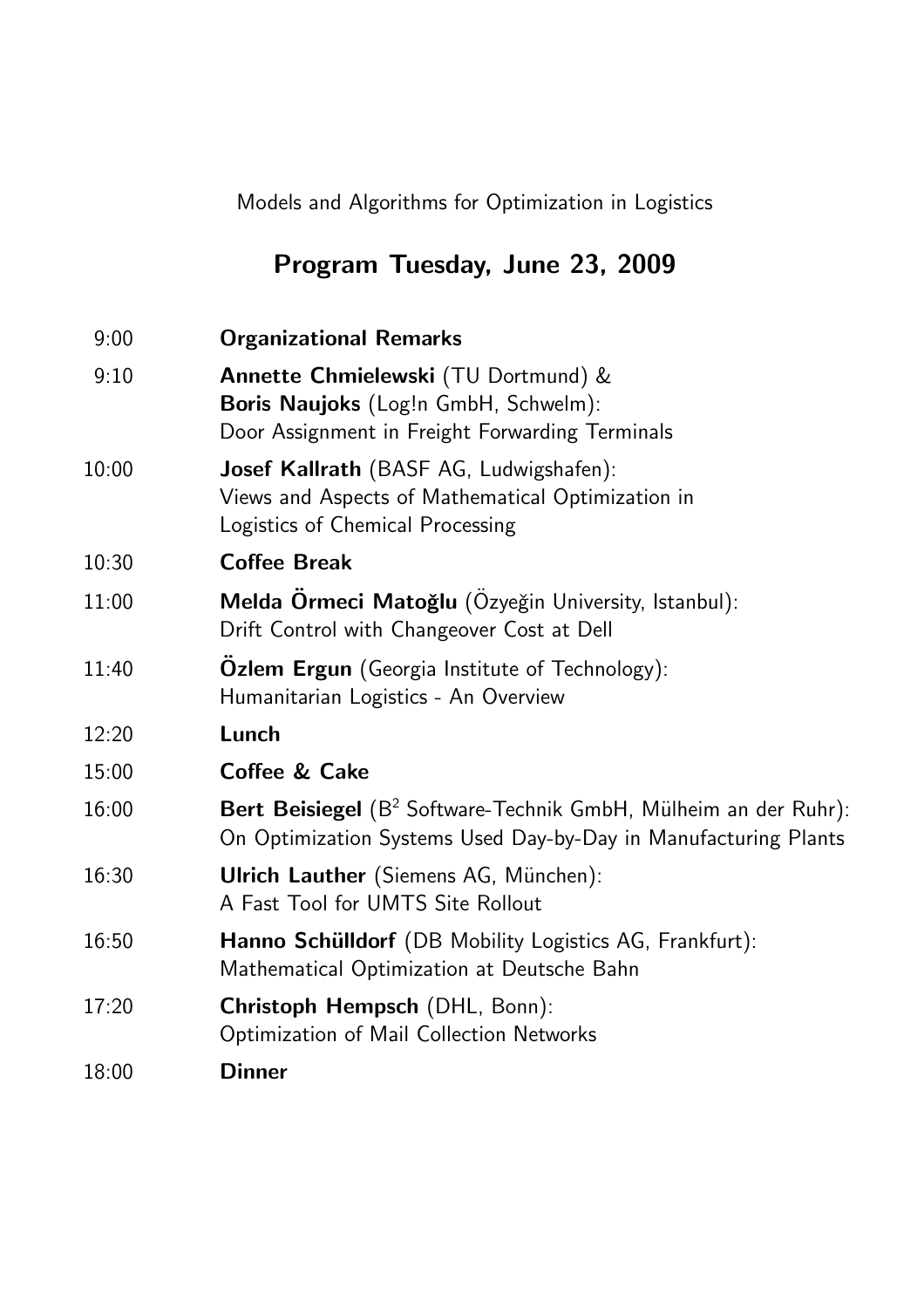Models and Algorithms for Optimization in Logistics

## Program Tuesday, June 23, 2009

| | |
|---|---|
| 9:00 | **Organizational Remarks** |
| 9:10 | **Annette Chmielewski** (TU Dortmund) & **Boris Naujoks** (Log!n GmbH, Schwelm): Door Assignment in Freight Forwarding Terminals |
| 10:00 | **Josef Kallrath** (BASF AG, Ludwigshafen): Views and Aspects of Mathematical Optimization in Logistics of Chemical Processing |
| 10:30 | **Coffee Break** |
| 11:00 | **Melda Örmeci Matoğlu** (Özyeğin University, Istanbul): Drift Control with Changeover Cost at Dell |
| 11:40 | **Özlem Ergun** (Georgia Institute of Technology): Humanitarian Logistics - An Overview |
| 12:20 | **Lunch** |
| 15:00 | **Coffee & Cake** |
| 16:00 | **Bert Beisiegel** ($B^2$ Software-Technik GmbH, Mülheim an der Ruhr): On Optimization Systems Used Day-by-Day in Manufacturing Plants |
| 16:30 | **Ulrich Lauther** (Siemens AG, München): A Fast Tool for UMTS Site Rollout |
| 16:50 | **Hanno Schülldorf** (DB Mobility Logistics AG, Frankfurt): Mathematical Optimization at Deutsche Bahn |
| 17:20 | **Christoph Hempsch** (DHL, Bonn): Optimization of Mail Collection Networks |
| 18:00 | **Dinner** |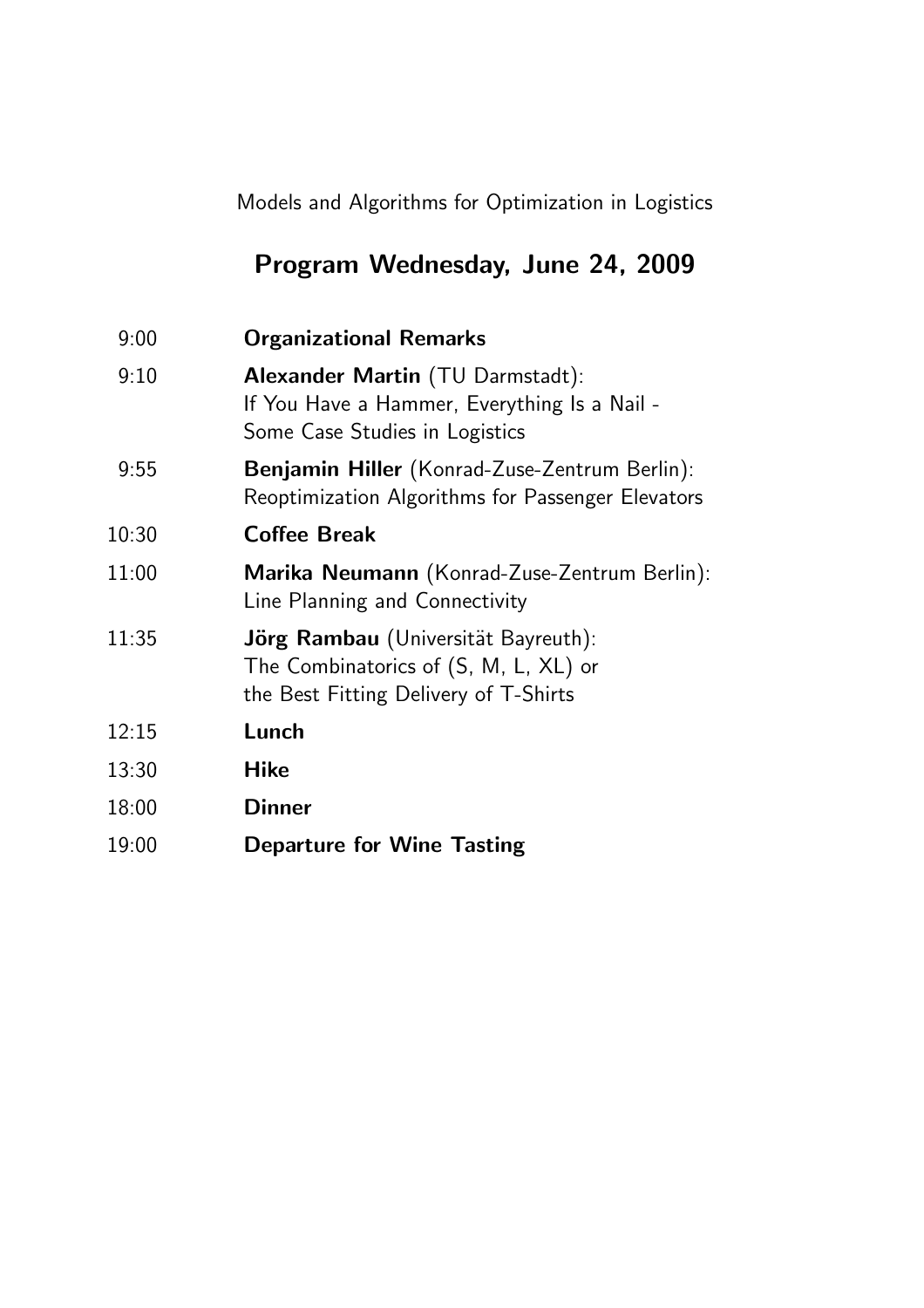Models and Algorithms for Optimization in Logistics

## Program Wednesday, June 24, 2009

| | |
|---|---|
| 9:00 | **Organizational Remarks** |
| 9:10 | **Alexander Martin** (TU Darmstadt):<br>If You Have a Hammer, Everything Is a Nail -<br>Some Case Studies in Logistics |
| 9:55 | **Benjamin Hiller** (Konrad-Zuse-Zentrum Berlin):<br>Reoptimization Algorithms for Passenger Elevators |
| 10:30 | **Coffee Break** |
| 11:00 | **Marika Neumann** (Konrad-Zuse-Zentrum Berlin):<br>Line Planning and Connectivity |
| 11:35 | **Jörg Rambau** (Universität Bayreuth):<br>The Combinatorics of (S, M, L, XL) or<br>the Best Fitting Delivery of T-Shirts |
| 12:15 | **Lunch** |
| 13:30 | **Hike** |
| 18:00 | **Dinner** |
| 19:00 | **Departure for Wine Tasting** |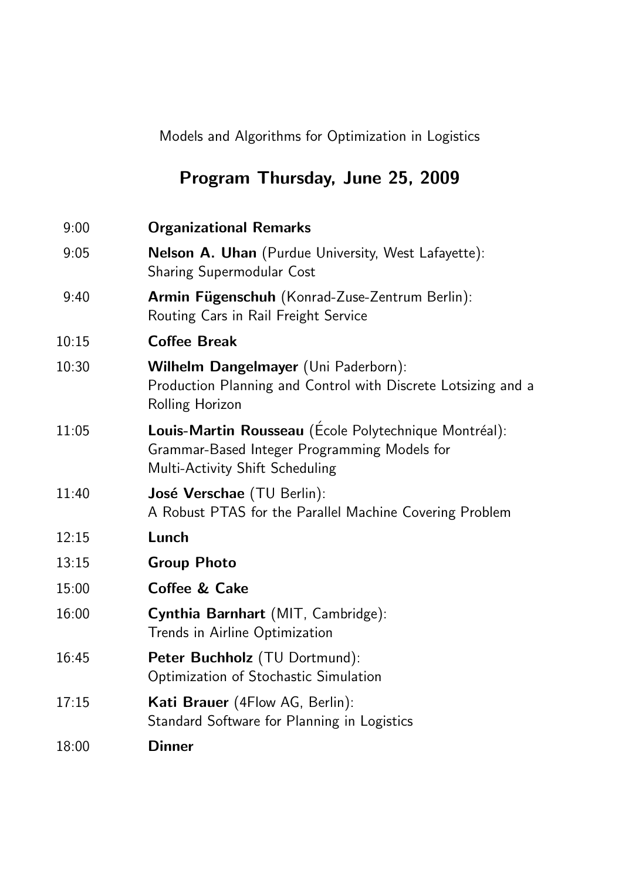Models and Algorithms for Optimization in Logistics

## Program Thursday, June 25, 2009

| | |
|---|---|
| 9:00 | **Organizational Remarks** |
| 9:05 | **Nelson A. Uhan** (Purdue University, West Lafayette): Sharing Supermodular Cost |
| 9:40 | **Armin Fügenschuh** (Konrad-Zuse-Zentrum Berlin): Routing Cars in Rail Freight Service |
| 10:15 | **Coffee Break** |
| 10:30 | **Wilhelm Dangelmayer** (Uni Paderborn): Production Planning and Control with Discrete Lotsizing and a Rolling Horizon |
| 11:05 | **Louis-Martin Rousseau** (École Polytechnique Montréal): Grammar-Based Integer Programming Models for Multi-Activity Shift Scheduling |
| 11:40 | **José Verschae** (TU Berlin): A Robust PTAS for the Parallel Machine Covering Problem |
| 12:15 | **Lunch** |
| 13:15 | **Group Photo** |
| 15:00 | **Coffee & Cake** |
| 16:00 | **Cynthia Barnhart** (MIT, Cambridge): Trends in Airline Optimization |
| 16:45 | **Peter Buchholz** (TU Dortmund): Optimization of Stochastic Simulation |
| 17:15 | **Kati Brauer** (4Flow AG, Berlin): Standard Software for Planning in Logistics |
| 18:00 | **Dinner** |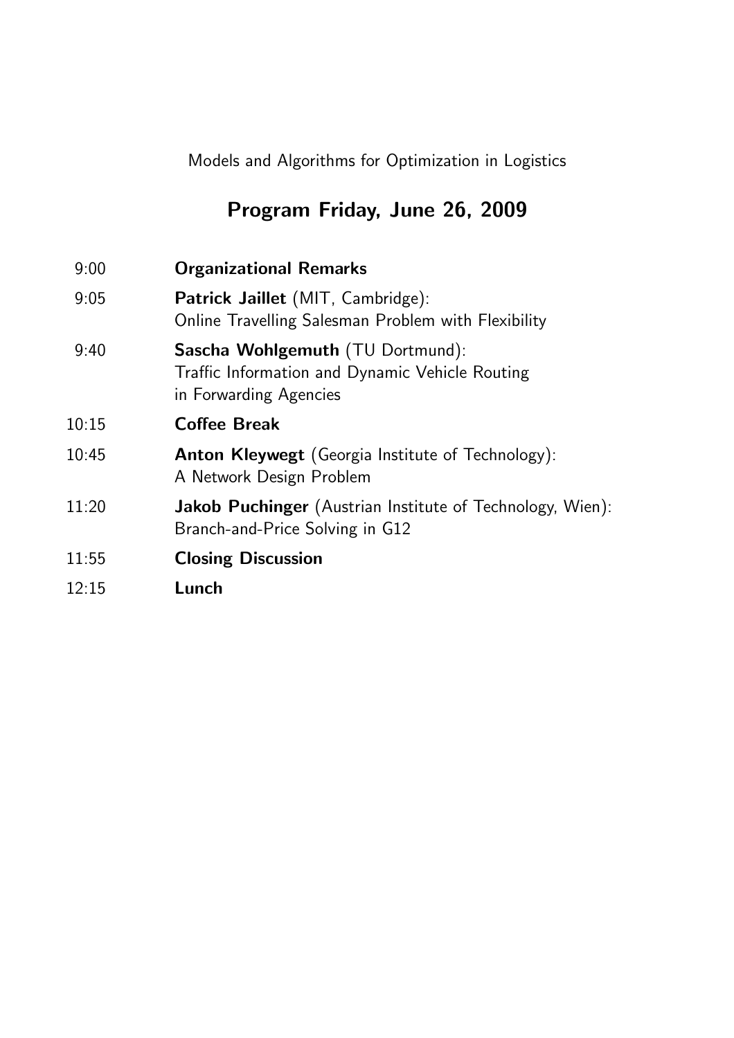Models and Algorithms for Optimization in Logistics

## Program Friday, June 26, 2009

| | |
|---|---|
| 9:00 | **Organizational Remarks** |
| 9:05 | **Patrick Jaillet** (MIT, Cambridge): Online Travelling Salesman Problem with Flexibility |
| 9:40 | **Sascha Wohlgemuth** (TU Dortmund): Traffic Information and Dynamic Vehicle Routing in Forwarding Agencies |
| 10:15 | **Coffee Break** |
| 10:45 | **Anton Kleywegt** (Georgia Institute of Technology): A Network Design Problem |
| 11:20 | **Jakob Puchinger** (Austrian Institute of Technology, Wien): Branch-and-Price Solving in G12 |
| 11:55 | **Closing Discussion** |
| 12:15 | **Lunch** |